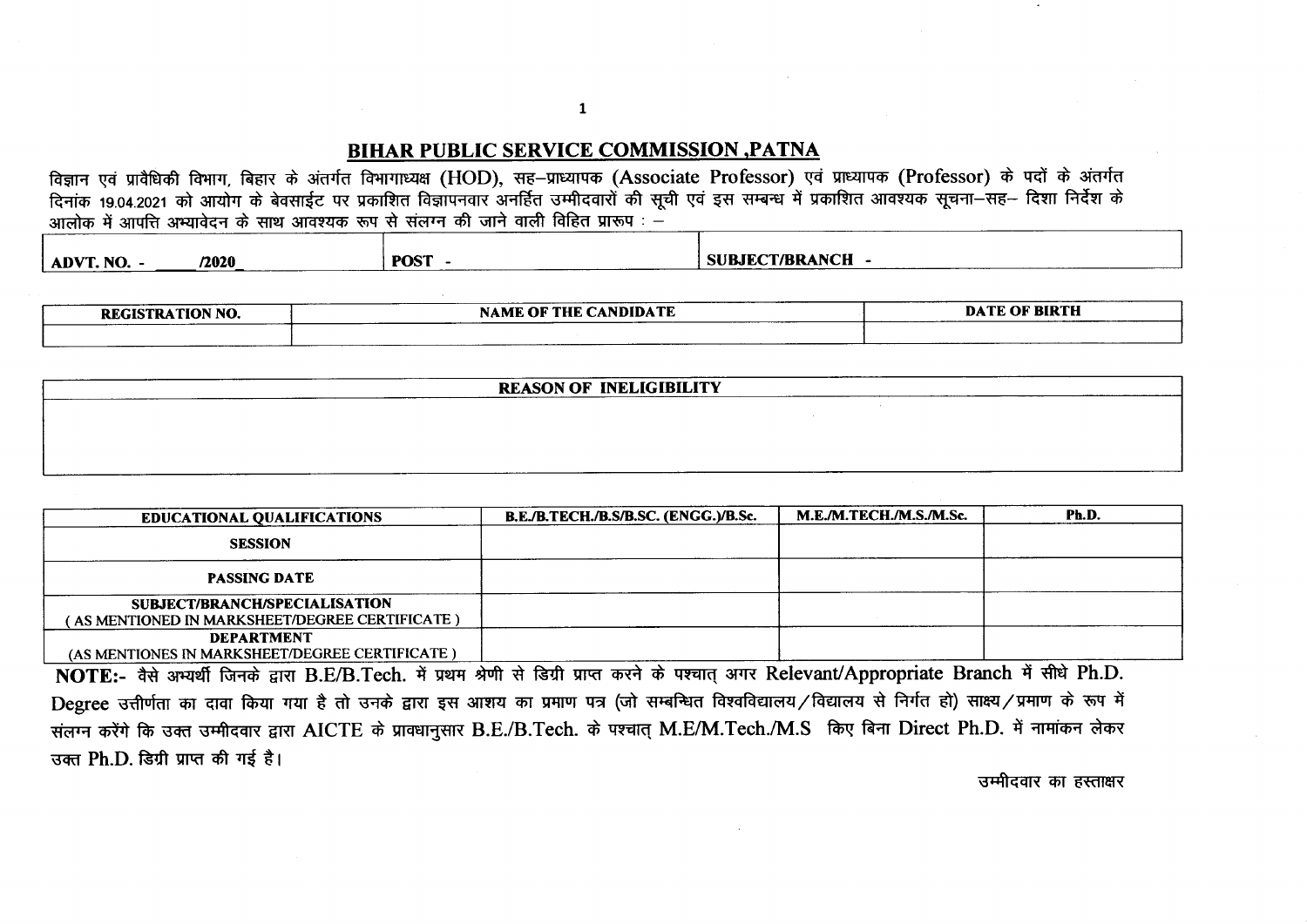## BIHAR PUBLIC SERVICE COMMISSION ,PATNA

विज्ञान एवं प्रावैधिकी विभाग, बिहार के अंतर्गत विभागाध्यक्ष (HOD), सह–प्राध्यापक (Associate Professor) एवं प्राध्यापक (Professor) के पदों के अंतर्गत दिनांक 19.04.2021 को आयोग के बेवसाईट पर प्रकाशित विज्ञापनवार अनर्हित उम्मीदवारों की सूची एवं इस सम्बन्ध में प्रकाशित आवश्यक सूचना–सह– दिशा निर्देश के आलोक में आपत्ति अभ्यावेदन के साथ आवश्यक रूप से संलग्न की जाने वाली विहित प्रारूप : –

| ADVT. NO. - _____/2020 | POST - | SUBJECT/BRANCH - |
|---|---|---|

| REGISTRATION NO. | NAME OF THE CANDIDATE | DATE OF BIRTH |
|---|---|---|
| | | |

| REASON OF INELIGIBILITY |
|---|
| |

| EDUCATIONAL QUALIFICATIONS | B.E./B.TECH./B.S/B.SC. (ENGG.)/B.Sc. | M.E./M.TECH./M.S./M.Sc. | Ph.D. |
|---|---|---|---|
| SESSION | | | |
| PASSING DATE | | | |
| SUBJECT/BRANCH/SPECIALISATION (AS MENTIONED IN MARKSHEET/DEGREE CERTIFICATE) | | | |
| DEPARTMENT (AS MENTIONES IN MARKSHEET/DEGREE CERTIFICATE) | | | |

**NOTE:-** वैसे अभ्यर्थी जिनके द्वारा B.E/B.Tech. में प्रथम श्रेणी से डिग्री प्राप्त करने के पश्चात् अगर Relevant/Appropriate Branch में सीधे Ph.D. Degree उत्तीर्णता का दावा किया गया है तो उनके द्वारा इस आशय का प्रमाण पत्र (जो सम्बन्धित विश्वविद्यालय/विद्यालय से निर्गत हो) साक्ष्य/प्रमाण के रूप में संलग्न करेंगे कि उक्त उम्मीदवार द्वारा AICTE के प्रावधानुसार B.E./B.Tech. के पश्चात् M.E/M.Tech./M.S किए बिना Direct Ph.D. में नामांकन लेकर उक्त Ph.D. डिग्री प्राप्त की गई है।

उम्मीदवार का हस्ताक्षर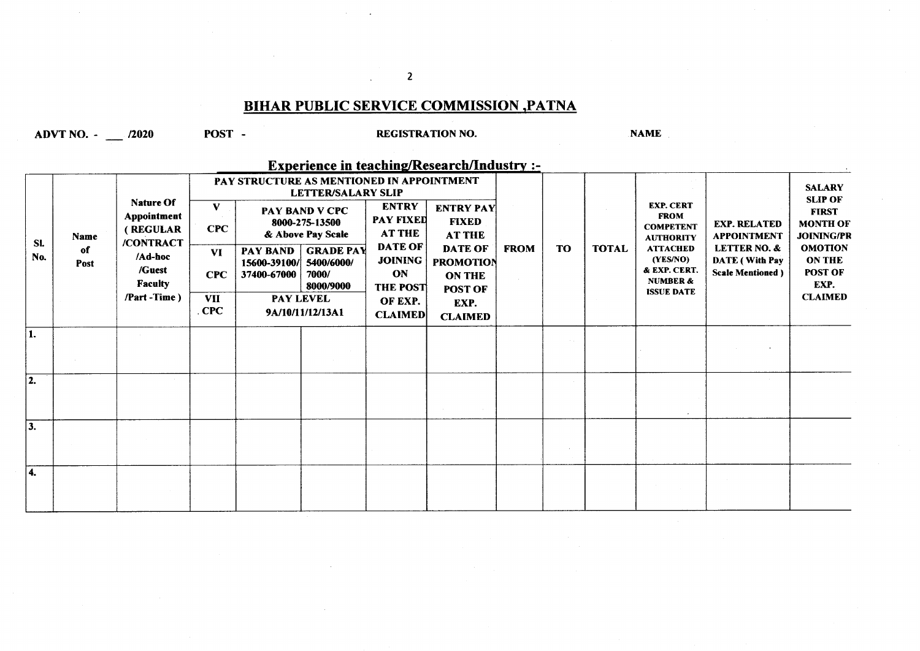# BIHAR PUBLIC SERVICE COMMISSION ,PATNA

**ADVT NO. - \_\_\_ /2020** **POST -** **REGISTRATION NO.** **NAME**

## Experience in teaching/Research/Industry :-

| SL No. | Name of Post | Nature Of Appointment (REGULAR /CONTRACT /Ad-hoc /Guest Faculty /Part -Time) | PAY STRUCTURE AS MENTIONED IN APPOINTMENT LETTER/SALARY SLIP | | | | | FROM | TO | TOTAL | EXP. CERT FROM COMPETENT AUTHORITY ATTACHED (YES/NO) & EXP. CERT. NUMBER & ISSUE DATE | EXP. RELATED APPOINTMENT LETTER NO. & DATE ( With Pay Scale Mentioned ) | SALARY SLIP OF FIRST MONTH OF JOINING/PROMOTION ON THE POST OF EXP. CLAIMED |
|---|---|---|---|---|---|---|---|---|---|---|---|---|---|
| | | | V CPC | PAY BAND V CPC 8000-275-13500 & Above Pay Scale | | ENTRY PAY FIXED AT THE DATE OF JOINING ON THE POST OF EXP. CLAIMED | ENTRY PAY FIXED AT THE DATE OF PROMOTION ON THE POST OF EXP. CLAIMED | | | | | | |
| | | | VI CPC | PAY BAND 15600-39100/ 37400-67000 | GRADE PAY 5400/6000/ 7000/ 8000/9000 | | | | | | | | |
| | | | VII CPC | PAY LEVEL 9A/10/11/12/13A1 | | | | | | | | | |
| 1. | | | | | | | | | | | | | |
| 2. | | | | | | | | | | | | | |
| 3. | | | | | | | | | | | | | |
| 4. | | | | | | | | | | | | | |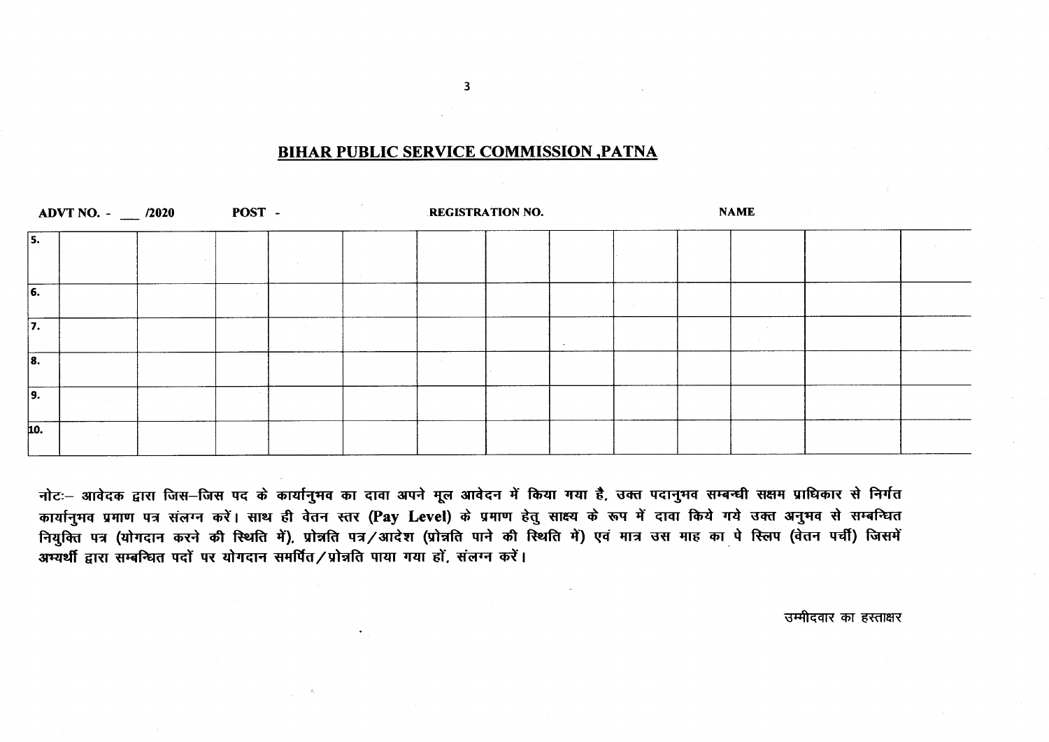## BIHAR PUBLIC SERVICE COMMISSION ,PATNA

**ADVT NO. - ___ /2020** **POST -** **REGISTRATION NO.** **NAME**

| | | | | | | | | | | | | |
|---|---|---|---|---|---|---|---|---|---|---|---|---|
| 5. | | | | | | | | | | | | |
| 6. | | | | | | | | | | | | |
| 7. | | | | | | | | | | | | |
| 8. | | | | | | | | | | | | |
| 9. | | | | | | | | | | | | |
| 10. | | | | | | | | | | | | |

नोटः– आवेदक द्वारा जिस–जिस पद के कार्यानुभव का दावा अपने मूल आवेदन में किया गया है, उक्त पदानुभव सम्बन्धी सक्षम प्राधिकार से निर्गत कार्यानुभव प्रमाण पत्र संलग्न करें। साथ ही वेतन स्तर (**Pay Level**) के प्रमाण हेतु साक्ष्य के रूप में दावा किये गये उक्त अनुभव से सम्बन्धित नियुक्ति पत्र (योगदान करने की स्थिति में), प्रोन्नति पत्र/आदेश (प्रोन्नति पाने की स्थिति में) एवं मात्र उस माह का पे स्लिप (वेतन पर्ची) जिसमें अभ्यर्थी द्वारा सम्बन्धित पदों पर योगदान समर्पित/प्रोन्नति पाया गया हों, संलग्न करें।

उम्मीदवार का हस्ताक्षर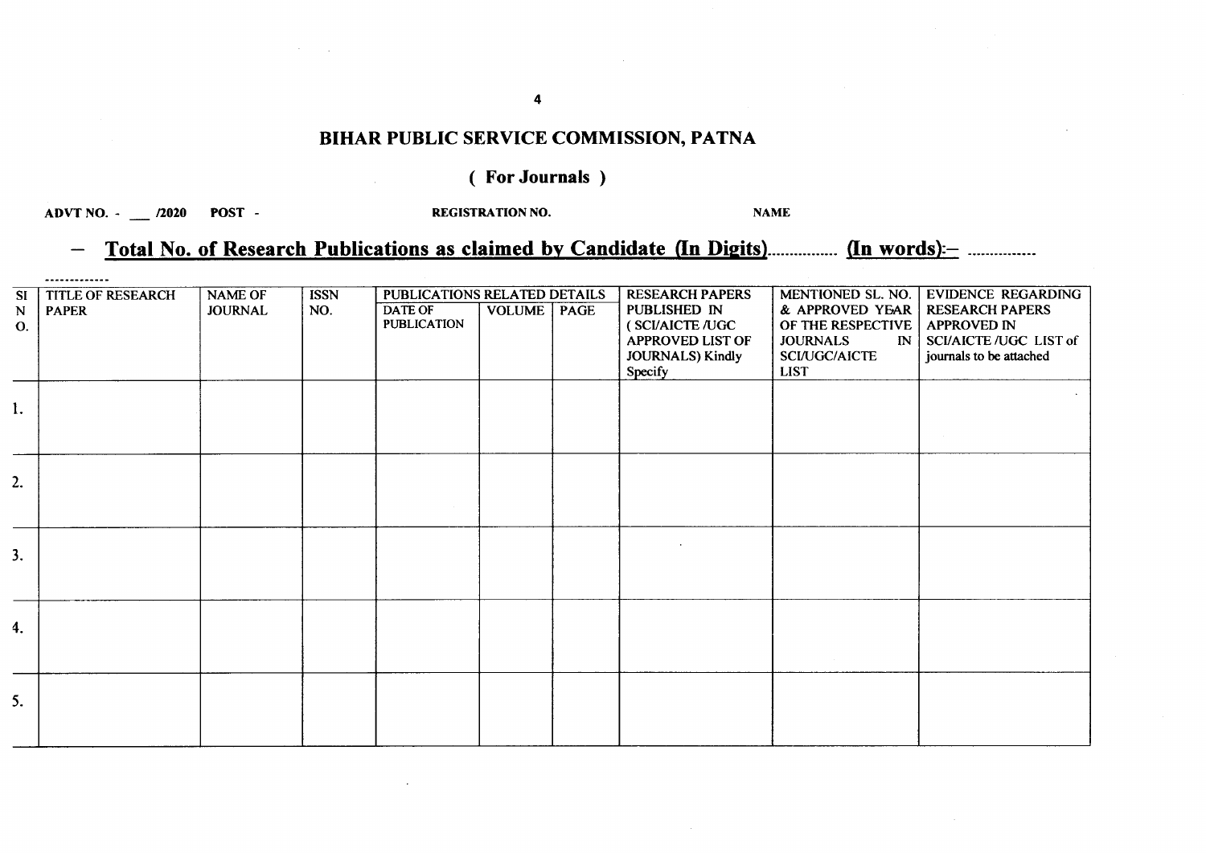# BIHAR PUBLIC SERVICE COMMISSION, PATNA

## ( For Journals )

**ADVT NO. - ___ /2020 POST -** **REGISTRATION NO.** **NAME**

## – Total No. of Research Publications as claimed by Candidate (In Digits)............... (In words):– ................

................

| Sl N O. | TITLE OF RESEARCH PAPER | NAME OF JOURNAL | ISSN NO. | PUBLICATIONS RELATED DETAILS | | | RESEARCH PAPERS PUBLISHED IN ( SCI/AICTE /UGC APPROVED LIST OF JOURNALS) Kindly Specify | MENTIONED SL. NO. & APPROVED YEAR OF THE RESPECTIVE JOURNALS IN SCI/UGC/AICTE LIST | EVIDENCE REGARDING RESEARCH PAPERS APPROVED IN SCI/AICTE /UGC LIST of journals to be attached |
|---|---|---|---|---|---|---|---|---|---|
| | | | | DATE OF PUBLICATION | VOLUME | PAGE | | | |
| 1. | | | | | | | | | |
| 2. | | | | | | | | | |
| 3. | | | | | | | | | |
| 4. | | | | | | | | | |
| 5. | | | | | | | | | |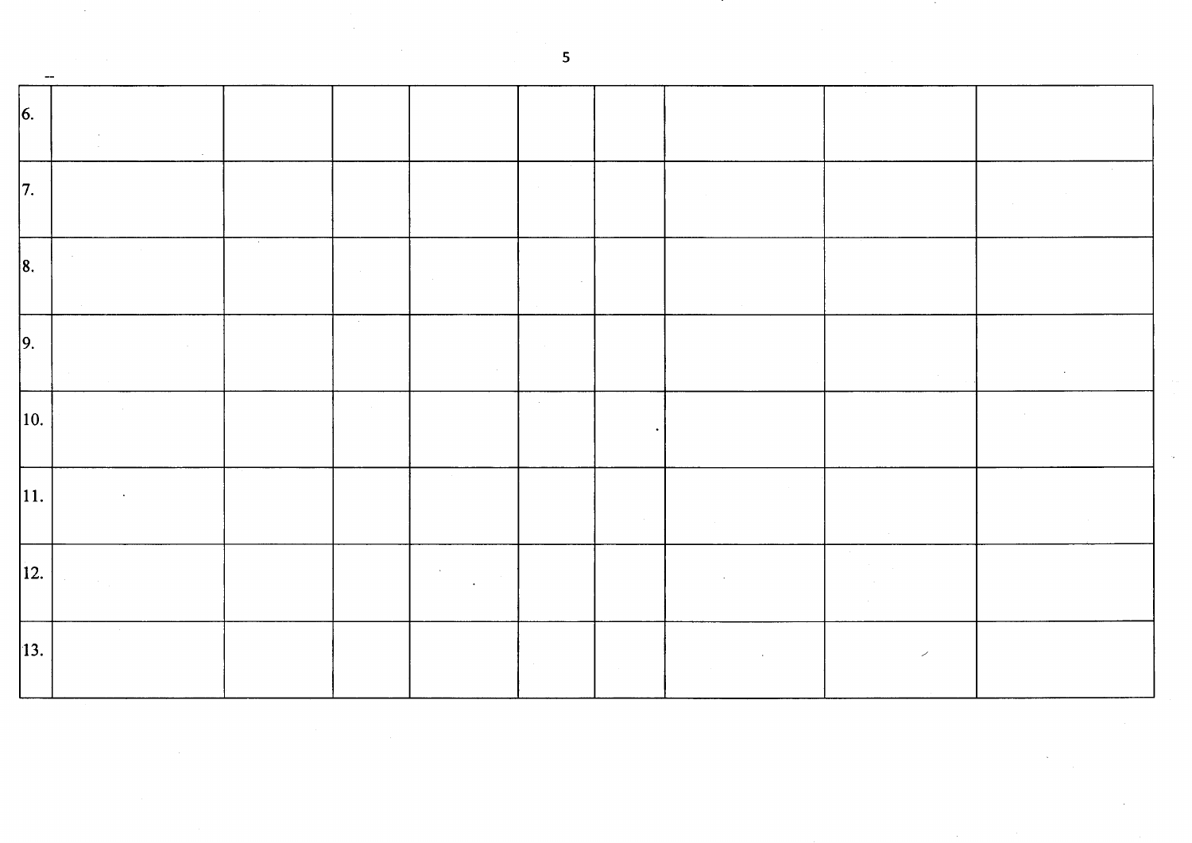| | | | | | | | | | |
|---|---|---|---|---|---|---|---|---|---|
| 6. | | | | | | | | | |
| 7. | | | | | | | | | |
| 8. | | | | | | | | | |
| 9. | | | | | | | | | |
| 10. | | | | | | | | | |
| 11. | | | | | | | | | |
| 12. | | | | | | | | | |
| 13. | | | | | | | | | |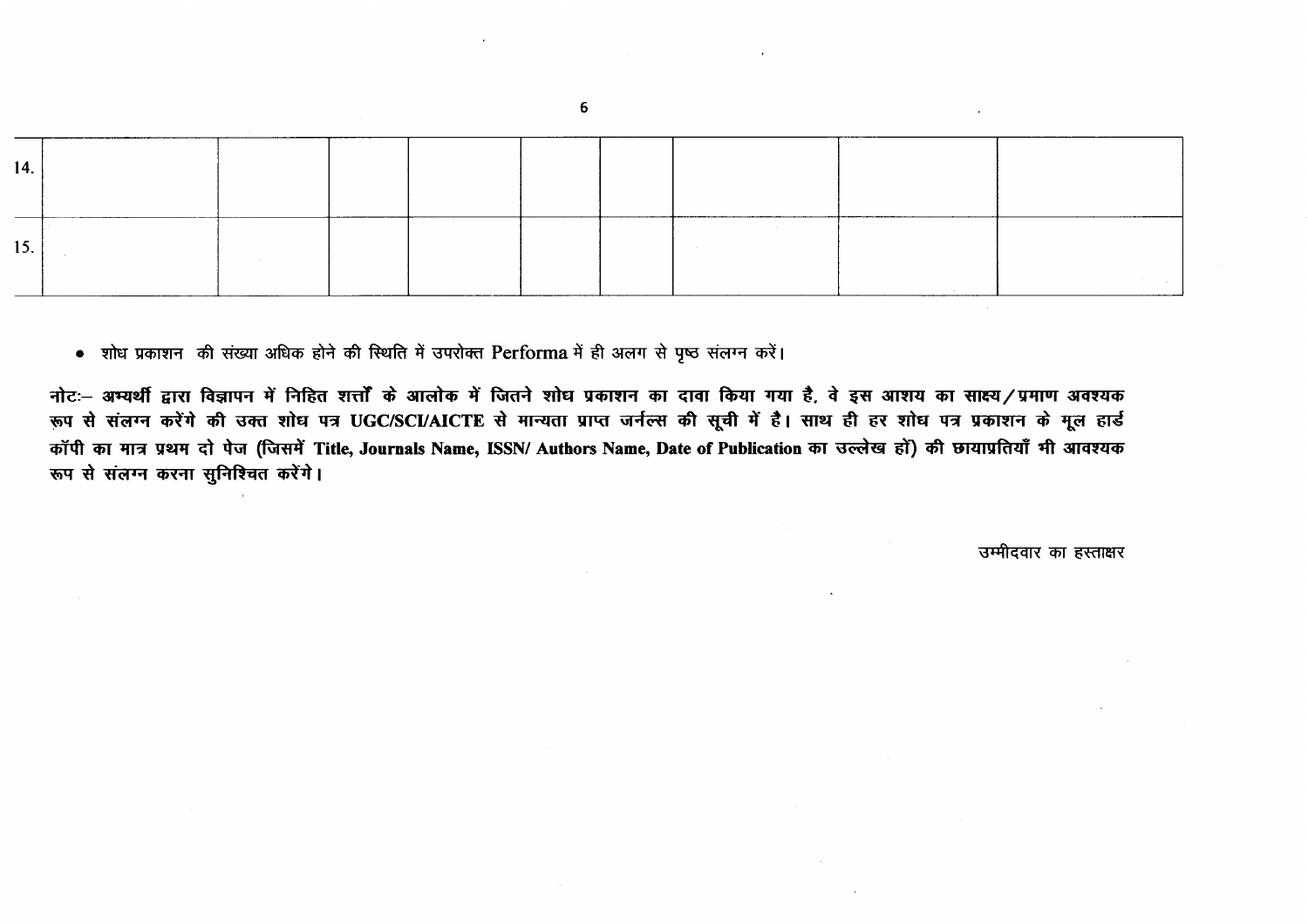| | | | | | | | | |
|---|---|---|---|---|---|---|---|---|
| 14. | | | | | | | | |
| 15. | | | | | | | | |

- शोध प्रकाशन की संख्या अधिक होने की स्थिति में उपरोक्त Performa में ही अलग से पृष्ठ संलग्न करें।

**नोटः– अभ्यर्थी द्वारा विज्ञापन में निहित शर्त्तों के आलोक में जितने शोध प्रकाशन का दावा किया गया है, वे इस आशय का साक्ष्य/प्रमाण अवश्यक रूप से संलग्न करेंगे की उक्त शोध पत्र UGC/SCI/AICTE से मान्यता प्राप्त जर्नल्स की सूची में है। साथ ही हर शोध पत्र प्रकाशन के मूल हार्ड कॉपी का मात्र प्रथम दो पेज (जिसमें Title, Journals Name, ISSN/ Authors Name, Date of Publication का उल्लेख हों) की छायाप्रतियाँ भी आवश्यक रूप से संलग्न करना सुनिश्चित करेंगे।**

उम्मीदवार का हस्ताक्षर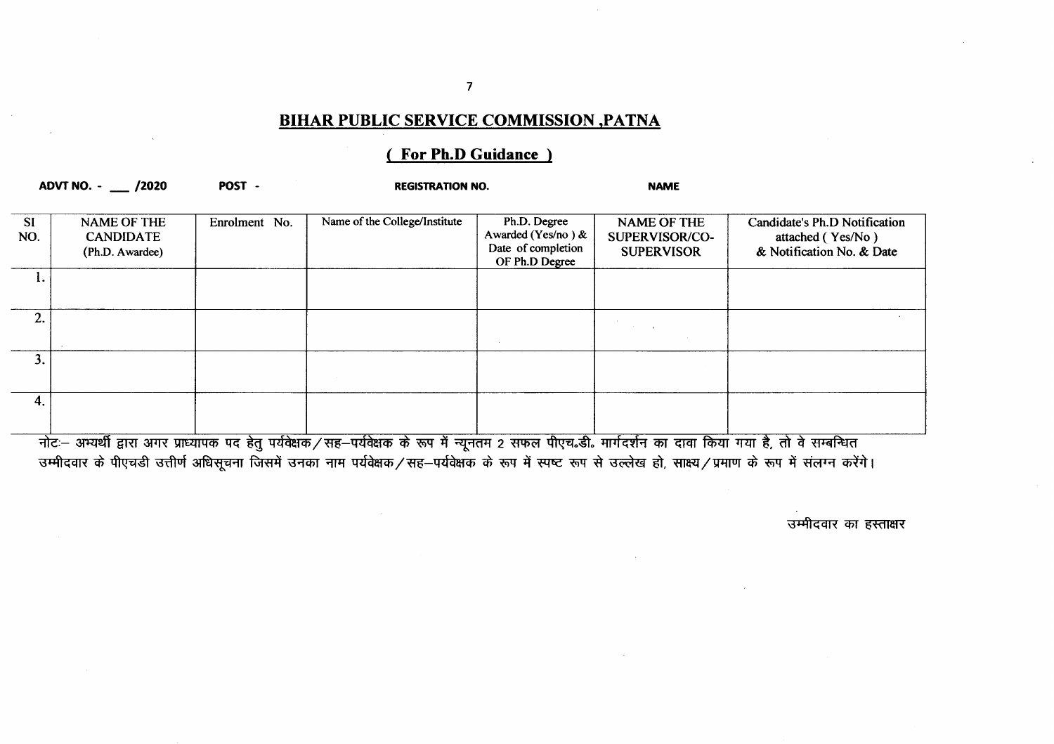# BIHAR PUBLIC SERVICE COMMISSION ,PATNA

## ( For Ph.D Guidance )

**ADVT NO. - ___ /2020** **POST -** **REGISTRATION NO.** **NAME**

| SI NO. | NAME OF THE CANDIDATE (Ph.D. Awardee) | Enrolment No. | Name of the College/Institute | Ph.D. Degree Awarded (Yes/no ) & Date of completion OF Ph.D Degree | NAME OF THE SUPERVISOR/CO-SUPERVISOR | Candidate's Ph.D Notification attached ( Yes/No ) & Notification No. & Date |
|---|---|---|---|---|---|---|
| 1. | | | | | | |
| 2. | | | | | | |
| 3. | | | | | | |
| 4. | | | | | | |

नोटः– अभ्यर्थी द्वारा अगर प्राध्यापक पद हेतु पर्यवेक्षक/सह–पर्यवेक्षक के रूप में न्यूनतम 2 सफल पीएच॰डी॰ मार्गदर्शन का दावा किया गया है, तो वे सम्बन्धित उम्मीदवार के पीएचडी उत्तीर्ण अधिसूचना जिसमें उनका नाम पर्यवेक्षक/सह–पर्यवेक्षक के रूप में स्पष्ट रूप से उल्लेख हो, साक्ष्य/प्रमाण के रूप में संलग्न करेंगे।

उम्मीदवार का हस्ताक्षर